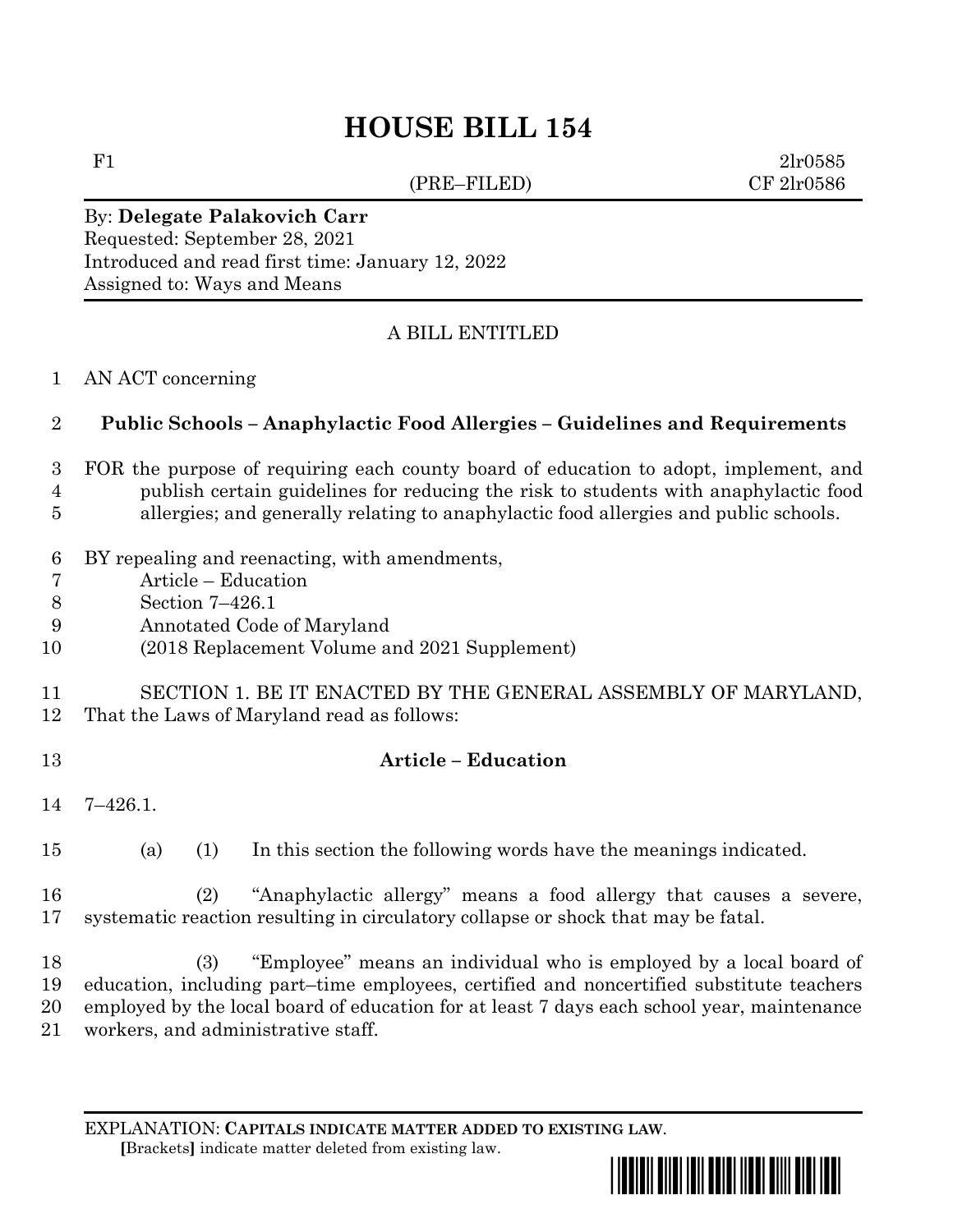# HOUSE BILL 154

F1 2lr0585
(PRE–FILED) CF 2lr0586

By: **Delegate Palakovich Carr**
Requested: September 28, 2021
Introduced and read first time: January 12, 2022
Assigned to: Ways and Means

A BILL ENTITLED

AN ACT concerning

**Public Schools – Anaphylactic Food Allergies – Guidelines and Requirements**

FOR the purpose of requiring each county board of education to adopt, implement, and publish certain guidelines for reducing the risk to students with anaphylactic food allergies; and generally relating to anaphylactic food allergies and public schools.

BY repealing and reenacting, with amendments,
Article – Education
Section 7–426.1
Annotated Code of Maryland
(2018 Replacement Volume and 2021 Supplement)

SECTION 1. BE IT ENACTED BY THE GENERAL ASSEMBLY OF MARYLAND, That the Laws of Maryland read as follows:

**Article – Education**

7–426.1.

(a) (1) In this section the following words have the meanings indicated.

(2) "Anaphylactic allergy" means a food allergy that causes a severe, systematic reaction resulting in circulatory collapse or shock that may be fatal.

(3) "Employee" means an individual who is employed by a local board of education, including part–time employees, certified and noncertified substitute teachers employed by the local board of education for at least 7 days each school year, maintenance workers, and administrative staff.

EXPLANATION: **CAPITALS INDICATE MATTER ADDED TO EXISTING LAW.**
**[**Brackets**]** indicate matter deleted from existing law.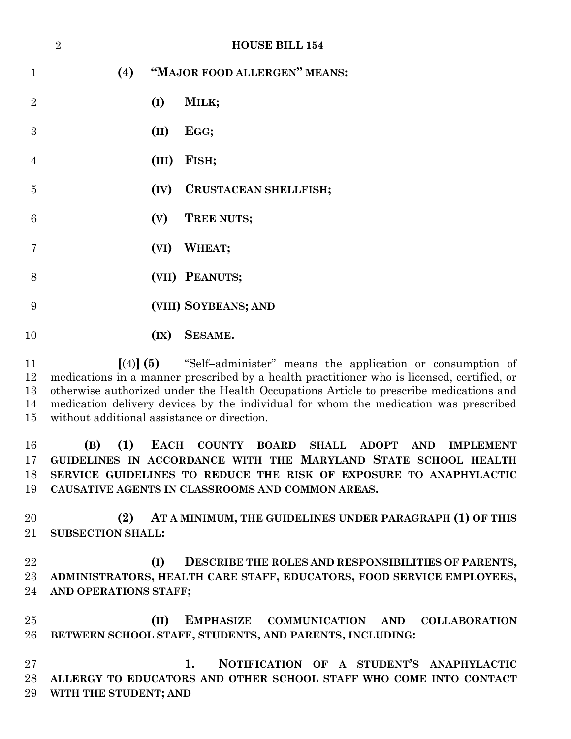**(4) "MAJOR FOOD ALLERGEN" MEANS:**

**(I) MILK;**

**(II) EGG;**

**(III) FISH;**

**(IV) CRUSTACEAN SHELLFISH;**

**(V) TREE NUTS;**

**(VI) WHEAT;**

**(VII) PEANUTS;**

**(VIII) SOYBEANS; AND**

**(IX) SESAME.**

**[**(4)**] (5)** "Self–administer" means the application or consumption of medications in a manner prescribed by a health practitioner who is licensed, certified, or otherwise authorized under the Health Occupations Article to prescribe medications and medication delivery devices by the individual for whom the medication was prescribed without additional assistance or direction.

**(B) (1) EACH COUNTY BOARD SHALL ADOPT AND IMPLEMENT GUIDELINES IN ACCORDANCE WITH THE MARYLAND STATE SCHOOL HEALTH SERVICE GUIDELINES TO REDUCE THE RISK OF EXPOSURE TO ANAPHYLACTIC CAUSATIVE AGENTS IN CLASSROOMS AND COMMON AREAS.**

**(2) AT A MINIMUM, THE GUIDELINES UNDER PARAGRAPH (1) OF THIS SUBSECTION SHALL:**

**(I) DESCRIBE THE ROLES AND RESPONSIBILITIES OF PARENTS, ADMINISTRATORS, HEALTH CARE STAFF, EDUCATORS, FOOD SERVICE EMPLOYEES, AND OPERATIONS STAFF;**

**(II) EMPHASIZE COMMUNICATION AND COLLABORATION BETWEEN SCHOOL STAFF, STUDENTS, AND PARENTS, INCLUDING:**

**1. NOTIFICATION OF A STUDENT'S ANAPHYLACTIC ALLERGY TO EDUCATORS AND OTHER SCHOOL STAFF WHO COME INTO CONTACT WITH THE STUDENT; AND**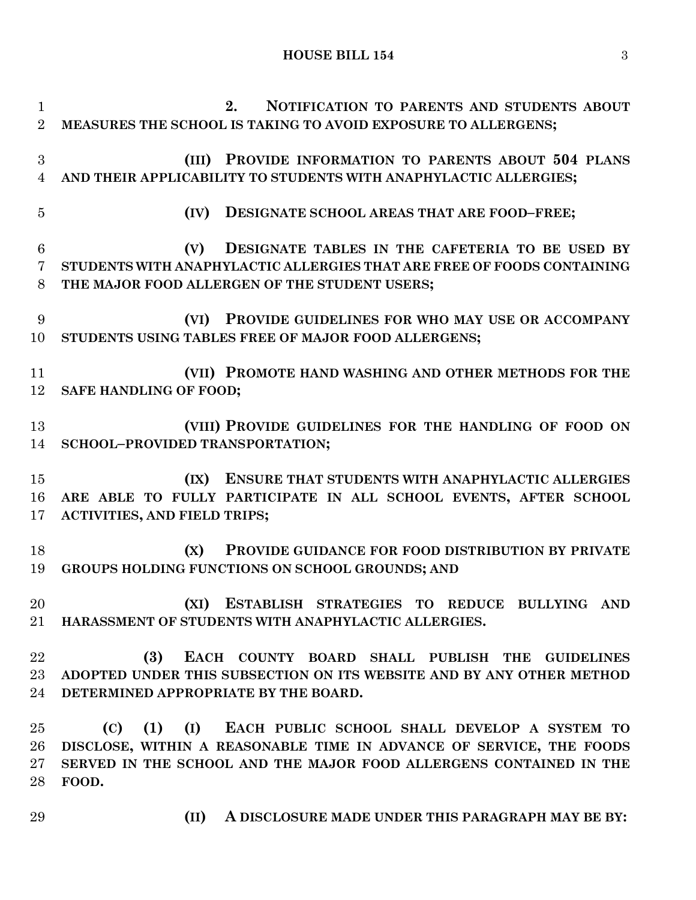2. NOTIFICATION TO PARENTS AND STUDENTS ABOUT MEASURES THE SCHOOL IS TAKING TO AVOID EXPOSURE TO ALLERGENS;

(III) PROVIDE INFORMATION TO PARENTS ABOUT 504 PLANS AND THEIR APPLICABILITY TO STUDENTS WITH ANAPHYLACTIC ALLERGIES;

(IV) DESIGNATE SCHOOL AREAS THAT ARE FOOD–FREE;

(V) DESIGNATE TABLES IN THE CAFETERIA TO BE USED BY STUDENTS WITH ANAPHYLACTIC ALLERGIES THAT ARE FREE OF FOODS CONTAINING THE MAJOR FOOD ALLERGEN OF THE STUDENT USERS;

(VI) PROVIDE GUIDELINES FOR WHO MAY USE OR ACCOMPANY STUDENTS USING TABLES FREE OF MAJOR FOOD ALLERGENS;

(VII) PROMOTE HAND WASHING AND OTHER METHODS FOR THE SAFE HANDLING OF FOOD;

(VIII) PROVIDE GUIDELINES FOR THE HANDLING OF FOOD ON SCHOOL–PROVIDED TRANSPORTATION;

(IX) ENSURE THAT STUDENTS WITH ANAPHYLACTIC ALLERGIES ARE ABLE TO FULLY PARTICIPATE IN ALL SCHOOL EVENTS, AFTER SCHOOL ACTIVITIES, AND FIELD TRIPS;

(X) PROVIDE GUIDANCE FOR FOOD DISTRIBUTION BY PRIVATE GROUPS HOLDING FUNCTIONS ON SCHOOL GROUNDS; AND

(XI) ESTABLISH STRATEGIES TO REDUCE BULLYING AND HARASSMENT OF STUDENTS WITH ANAPHYLACTIC ALLERGIES.

(3) EACH COUNTY BOARD SHALL PUBLISH THE GUIDELINES ADOPTED UNDER THIS SUBSECTION ON ITS WEBSITE AND BY ANY OTHER METHOD DETERMINED APPROPRIATE BY THE BOARD.

(C) (1) (I) EACH PUBLIC SCHOOL SHALL DEVELOP A SYSTEM TO DISCLOSE, WITHIN A REASONABLE TIME IN ADVANCE OF SERVICE, THE FOODS SERVED IN THE SCHOOL AND THE MAJOR FOOD ALLERGENS CONTAINED IN THE FOOD.

(II) A DISCLOSURE MADE UNDER THIS PARAGRAPH MAY BE BY: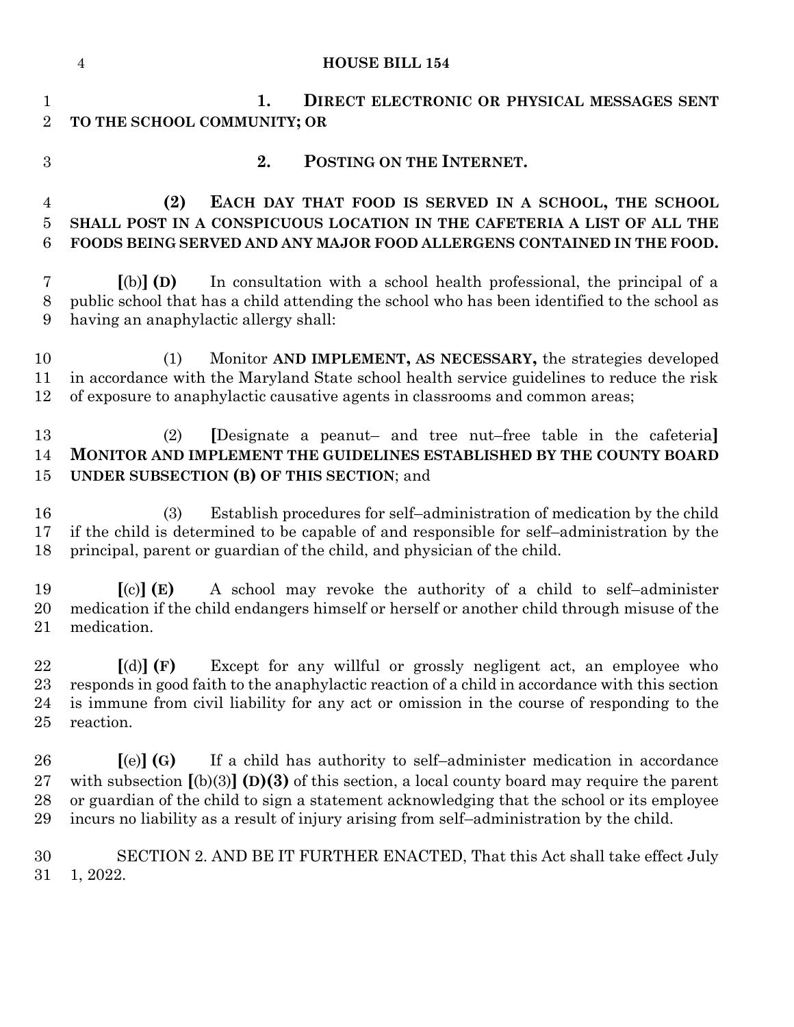**1. DIRECT ELECTRONIC OR PHYSICAL MESSAGES SENT TO THE SCHOOL COMMUNITY; OR**

**2. POSTING ON THE INTERNET.**

**(2) EACH DAY THAT FOOD IS SERVED IN A SCHOOL, THE SCHOOL SHALL POST IN A CONSPICUOUS LOCATION IN THE CAFETERIA A LIST OF ALL THE FOODS BEING SERVED AND ANY MAJOR FOOD ALLERGENS CONTAINED IN THE FOOD.**

**[**(b)**] (D)** In consultation with a school health professional, the principal of a public school that has a child attending the school who has been identified to the school as having an anaphylactic allergy shall:

(1) Monitor **AND IMPLEMENT, AS NECESSARY,** the strategies developed in accordance with the Maryland State school health service guidelines to reduce the risk of exposure to anaphylactic causative agents in classrooms and common areas;

(2) **[**Designate a peanut– and tree nut–free table in the cafeteria**] MONITOR AND IMPLEMENT THE GUIDELINES ESTABLISHED BY THE COUNTY BOARD UNDER SUBSECTION (B) OF THIS SECTION**; and

(3) Establish procedures for self–administration of medication by the child if the child is determined to be capable of and responsible for self–administration by the principal, parent or guardian of the child, and physician of the child.

**[**(c)**] (E)** A school may revoke the authority of a child to self–administer medication if the child endangers himself or herself or another child through misuse of the medication.

**[**(d)**] (F)** Except for any willful or grossly negligent act, an employee who responds in good faith to the anaphylactic reaction of a child in accordance with this section is immune from civil liability for any act or omission in the course of responding to the reaction.

**[**(e)**] (G)** If a child has authority to self–administer medication in accordance with subsection **[**(b)(3)**] (D)(3)** of this section, a local county board may require the parent or guardian of the child to sign a statement acknowledging that the school or its employee incurs no liability as a result of injury arising from self–administration by the child.

SECTION 2. AND BE IT FURTHER ENACTED, That this Act shall take effect July 1, 2022.